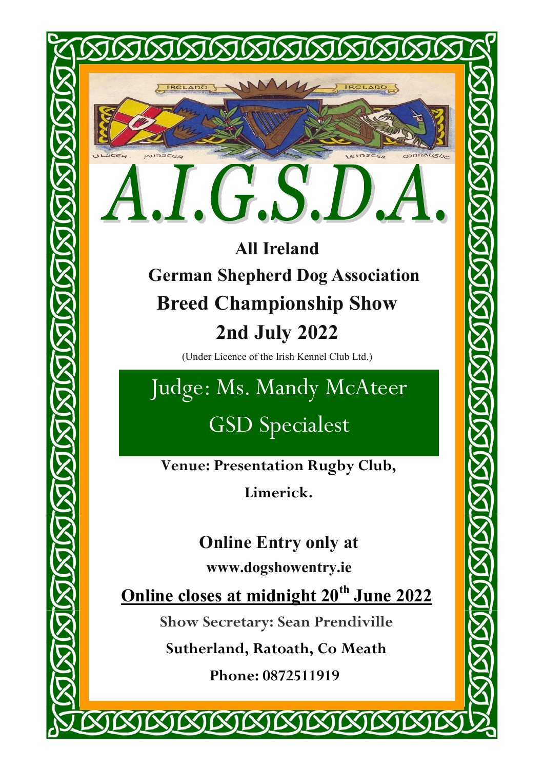IRELAND IRELAND

ULSTER MUNSTER LEINSTER CONNAUGHT

# A.I.G.S.D.A.

## All Ireland German Shepherd Dog Association

## Breed Championship Show

## 2nd July 2022

(Under Licence of the Irish Kennel Club Ltd.)

Judge: Ms. Mandy McAteer

GSD Specialest

**Venue: Presentation Rugby Club, Limerick.**

**Online Entry only at**

**www.dogshowentry.ie**

**Online closes at midnight 20th June 2022**

**Show Secretary: Sean Prendiville**

**Sutherland, Ratoath, Co Meath**

**Phone: 0872511919**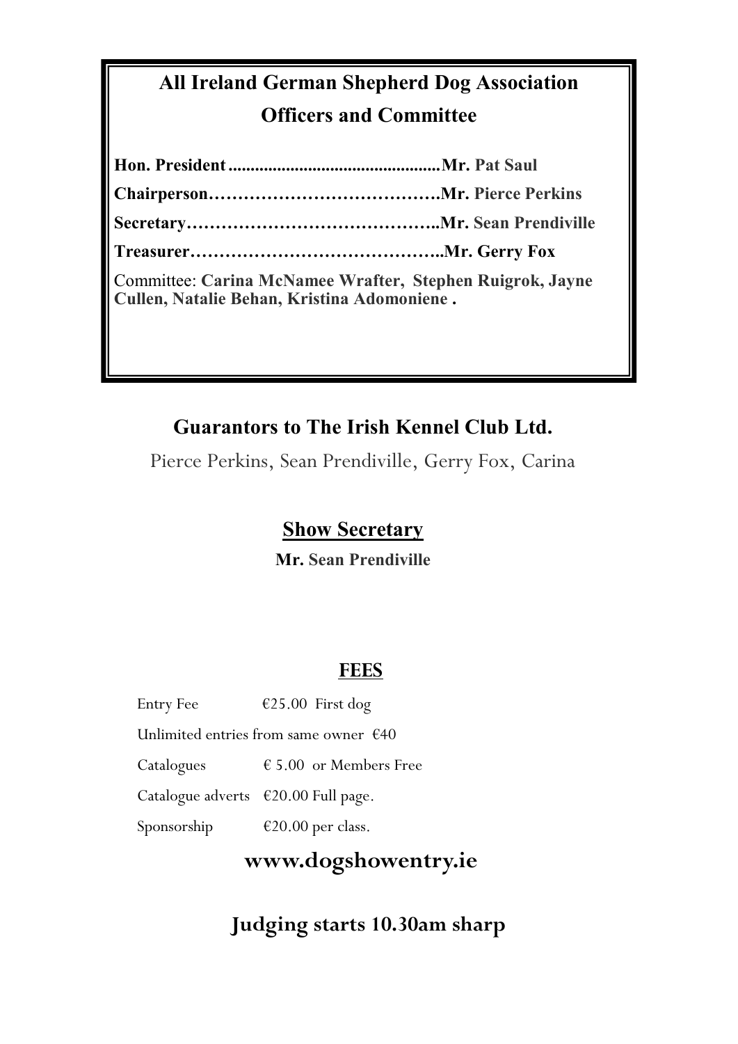## All Ireland German Shepherd Dog Association
## Officers and Committee

**Hon. President................................................Mr. Pat Saul**

**Chairperson………………………………….Mr. Pierce Perkins**

**Secretary……………………………………..Mr. Sean Prendiville**

**Treasurer……………………………………..Mr. Gerry Fox**

Committee: **Carina McNamee Wrafter, Stephen Ruigrok, Jayne Cullen, Natalie Behan, Kristina Adomoniene .**

## Guarantors to The Irish Kennel Club Ltd.

Pierce Perkins, Sean Prendiville, Gerry Fox, Carina

## Show Secretary

**Mr. Sean Prendiville**

## FEES

Entry Fee €25.00 First dog

Unlimited entries from same owner €40

Catalogues € 5.00 or Members Free

Catalogue adverts €20.00 Full page.

Sponsorship €20.00 per class.

## www.dogshowentry.ie

## Judging starts 10.30am sharp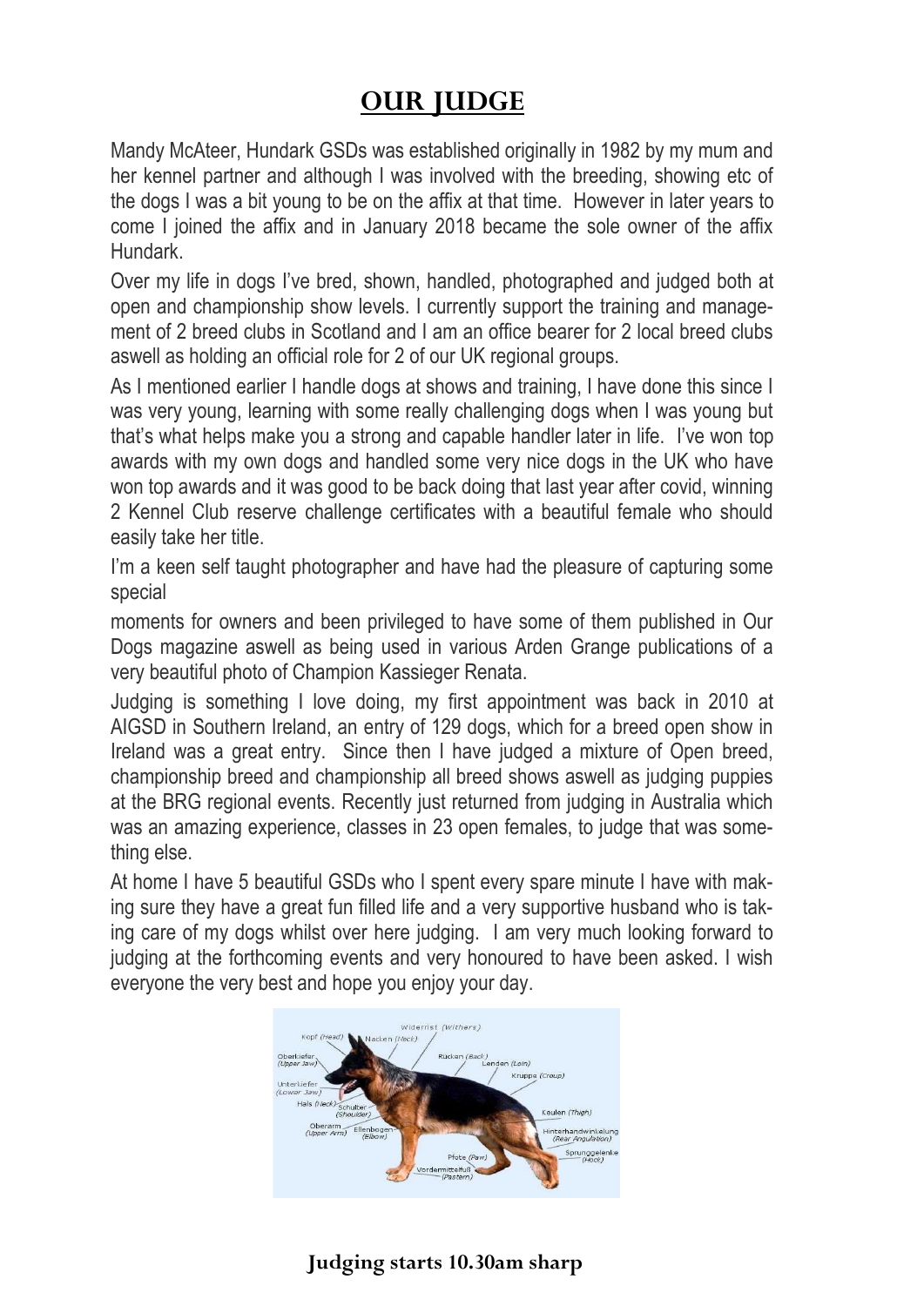# OUR JUDGE

Mandy McAteer, Hundark GSDs was established originally in 1982 by my mum and her kennel partner and although I was involved with the breeding, showing etc of the dogs I was a bit young to be on the affix at that time. However in later years to come I joined the affix and in January 2018 became the sole owner of the affix Hundark.

Over my life in dogs I've bred, shown, handled, photographed and judged both at open and championship show levels. I currently support the training and management of 2 breed clubs in Scotland and I am an office bearer for 2 local breed clubs aswell as holding an official role for 2 of our UK regional groups.

As I mentioned earlier I handle dogs at shows and training, I have done this since I was very young, learning with some really challenging dogs when I was young but that's what helps make you a strong and capable handler later in life. I've won top awards with my own dogs and handled some very nice dogs in the UK who have won top awards and it was good to be back doing that last year after covid, winning 2 Kennel Club reserve challenge certificates with a beautiful female who should easily take her title.

I'm a keen self taught photographer and have had the pleasure of capturing some special

moments for owners and been privileged to have some of them published in Our Dogs magazine aswell as being used in various Arden Grange publications of a very beautiful photo of Champion Kassieger Renata.

Judging is something I love doing, my first appointment was back in 2010 at AIGSD in Southern Ireland, an entry of 129 dogs, which for a breed open show in Ireland was a great entry. Since then I have judged a mixture of Open breed, championship breed and championship all breed shows aswell as judging puppies at the BRG regional events. Recently just returned from judging in Australia which was an amazing experience, classes in 23 open females, to judge that was something else.

At home I have 5 beautiful GSDs who I spent every spare minute I have with making sure they have a great fun filled life and a very supportive husband who is taking care of my dogs whilst over here judging. I am very much looking forward to judging at the forthcoming events and very honoured to have been asked. I wish everyone the very best and hope you enjoy your day.

**Judging starts 10.30am sharp**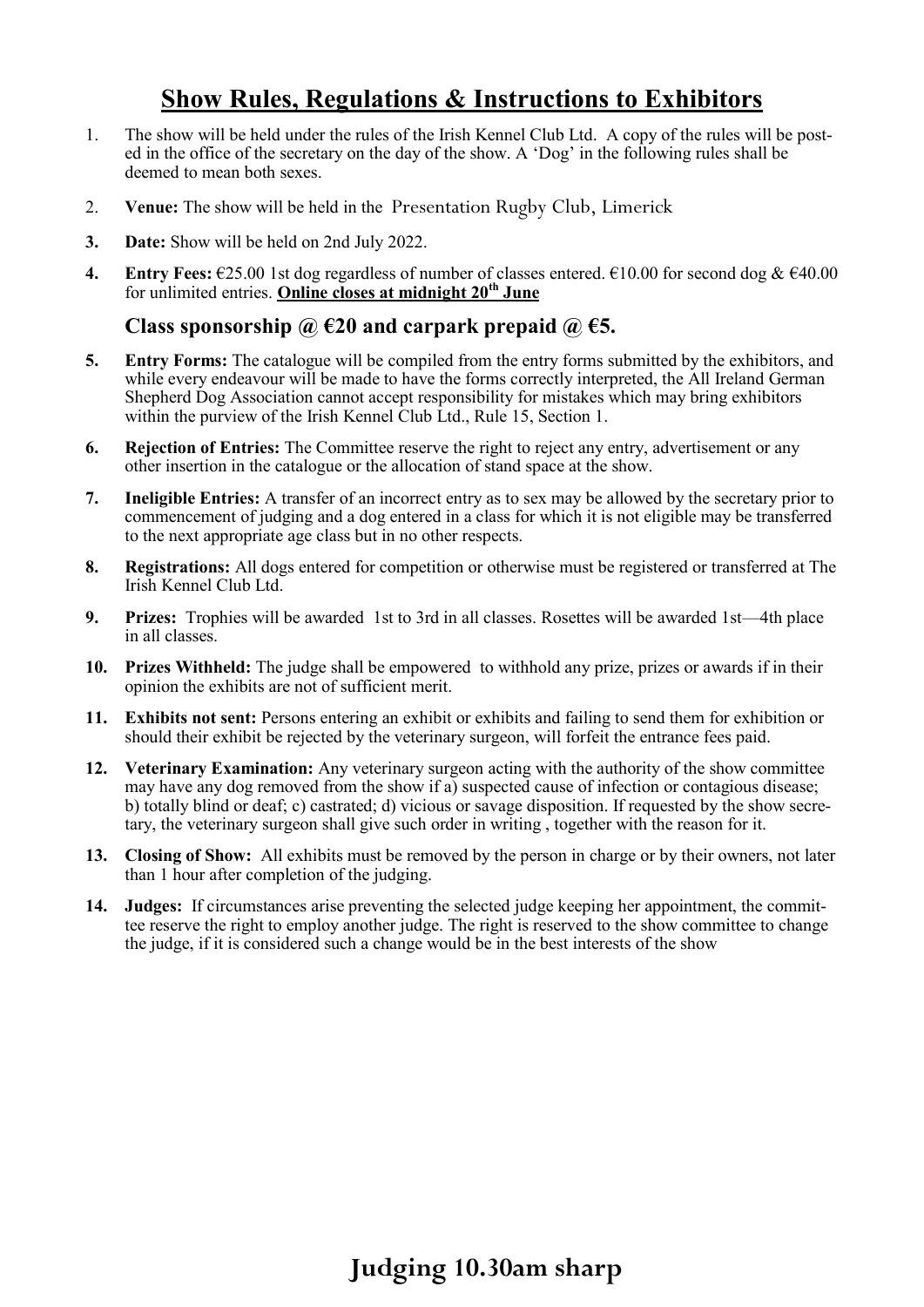# Show Rules, Regulations & Instructions to Exhibitors

1. The show will be held under the rules of the Irish Kennel Club Ltd. A copy of the rules will be posted in the office of the secretary on the day of the show. A 'Dog' in the following rules shall be deemed to mean both sexes.

2. **Venue:** The show will be held in the Presentation Rugby Club, Limerick

3. **Date:** Show will be held on 2nd July 2022.

4. **Entry Fees:** €25.00 1st dog regardless of number of classes entered. €10.00 for second dog & €40.00 for unlimited entries. **Online closes at midnight 20th June**

   **Class sponsorship @ €20 and carpark prepaid @ €5.**

5. **Entry Forms:** The catalogue will be compiled from the entry forms submitted by the exhibitors, and while every endeavour will be made to have the forms correctly interpreted, the All Ireland German Shepherd Dog Association cannot accept responsibility for mistakes which may bring exhibitors within the purview of the Irish Kennel Club Ltd., Rule 15, Section 1.

6. **Rejection of Entries:** The Committee reserve the right to reject any entry, advertisement or any other insertion in the catalogue or the allocation of stand space at the show.

7. **Ineligible Entries:** A transfer of an incorrect entry as to sex may be allowed by the secretary prior to commencement of judging and a dog entered in a class for which it is not eligible may be transferred to the next appropriate age class but in no other respects.

8. **Registrations:** All dogs entered for competition or otherwise must be registered or transferred at The Irish Kennel Club Ltd.

9. **Prizes:** Trophies will be awarded 1st to 3rd in all classes. Rosettes will be awarded 1st—4th place in all classes.

10. **Prizes Withheld:** The judge shall be empowered to withhold any prize, prizes or awards if in their opinion the exhibits are not of sufficient merit.

11. **Exhibits not sent:** Persons entering an exhibit or exhibits and failing to send them for exhibition or should their exhibit be rejected by the veterinary surgeon, will forfeit the entrance fees paid.

12. **Veterinary Examination:** Any veterinary surgeon acting with the authority of the show committee may have any dog removed from the show if a) suspected cause of infection or contagious disease; b) totally blind or deaf; c) castrated; d) vicious or savage disposition. If requested by the show secretary, the veterinary surgeon shall give such order in writing , together with the reason for it.

13. **Closing of Show:** All exhibits must be removed by the person in charge or by their owners, not later than 1 hour after completion of the judging.

14. **Judges:** If circumstances arise preventing the selected judge keeping her appointment, the committee reserve the right to employ another judge. The right is reserved to the show committee to change the judge, if it is considered such a change would be in the best interests of the show

## Judging 10.30am sharp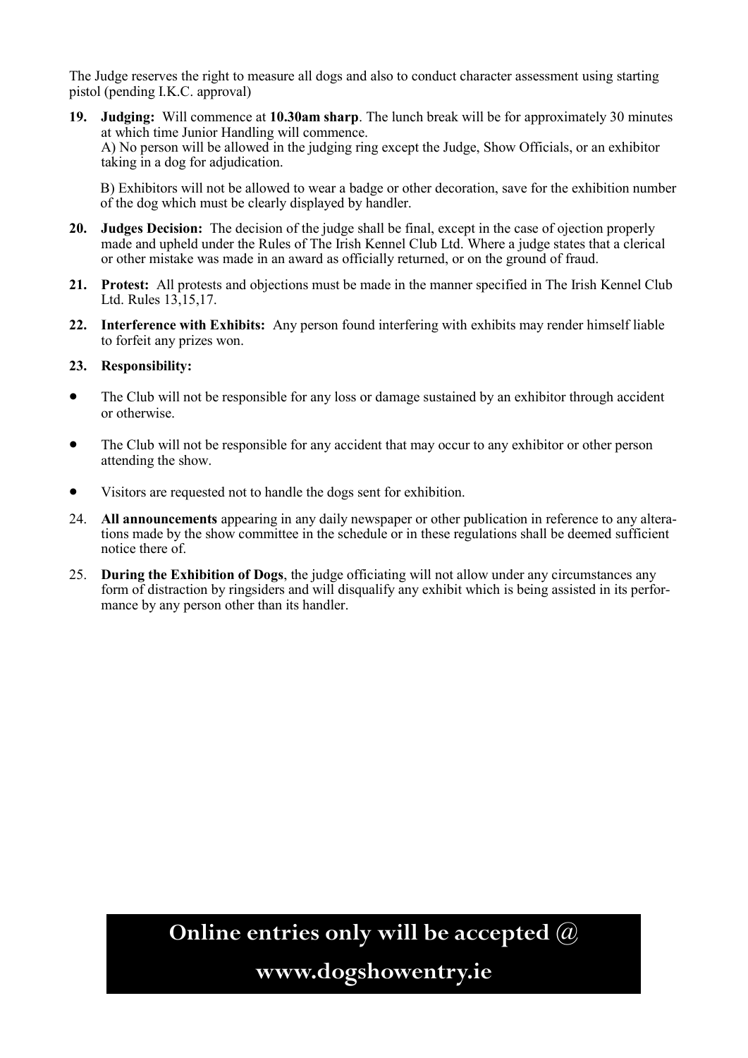The Judge reserves the right to measure all dogs and also to conduct character assessment using starting pistol (pending I.K.C. approval)

19. **Judging:** Will commence at **10.30am sharp**. The lunch break will be for approximately 30 minutes at which time Junior Handling will commence.
    A) No person will be allowed in the judging ring except the Judge, Show Officials, or an exhibitor taking in a dog for adjudication.

    B) Exhibitors will not be allowed to wear a badge or other decoration, save for the exhibition number of the dog which must be clearly displayed by handler.

20. **Judges Decision:** The decision of the judge shall be final, except in the case of ojection properly made and upheld under the Rules of The Irish Kennel Club Ltd. Where a judge states that a clerical or other mistake was made in an award as officially returned, or on the ground of fraud.

21. **Protest:** All protests and objections must be made in the manner specified in The Irish Kennel Club Ltd. Rules 13,15,17.

22. **Interference with Exhibits:** Any person found interfering with exhibits may render himself liable to forfeit any prizes won.

23. **Responsibility:**

- The Club will not be responsible for any loss or damage sustained by an exhibitor through accident or otherwise.
- The Club will not be responsible for any accident that may occur to any exhibitor or other person attending the show.
- Visitors are requested not to handle the dogs sent for exhibition.

24. **All announcements** appearing in any daily newspaper or other publication in reference to any alterations made by the show committee in the schedule or in these regulations shall be deemed sufficient notice there of.

25. **During the Exhibition of Dogs**, the judge officiating will not allow under any circumstances any form of distraction by ringsiders and will disqualify any exhibit which is being assisted in its performance by any person other than its handler.

**Online entries only will be accepted @**

**www.dogshowentry.ie**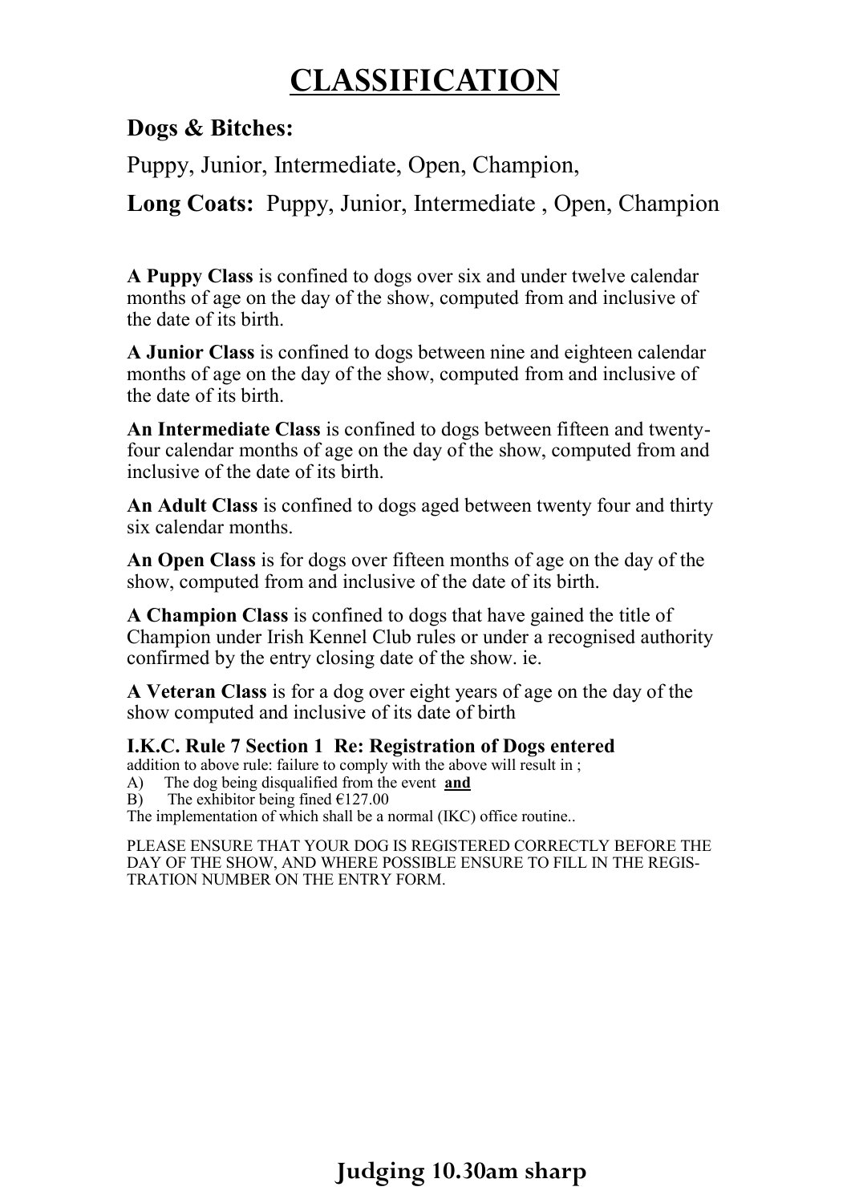# CLASSIFICATION

**Dogs & Bitches:**

Puppy, Junior, Intermediate, Open, Champion,

**Long Coats:** Puppy, Junior, Intermediate , Open, Champion

**A Puppy Class** is confined to dogs over six and under twelve calendar months of age on the day of the show, computed from and inclusive of the date of its birth.

**A Junior Class** is confined to dogs between nine and eighteen calendar months of age on the day of the show, computed from and inclusive of the date of its birth.

**An Intermediate Class** is confined to dogs between fifteen and twenty-four calendar months of age on the day of the show, computed from and inclusive of the date of its birth.

**An Adult Class** is confined to dogs aged between twenty four and thirty six calendar months.

**An Open Class** is for dogs over fifteen months of age on the day of the show, computed from and inclusive of the date of its birth.

**A Champion Class** is confined to dogs that have gained the title of Champion under Irish Kennel Club rules or under a recognised authority confirmed by the entry closing date of the show. ie.

**A Veteran Class** is for a dog over eight years of age on the day of the show computed and inclusive of its date of birth

**I.K.C. Rule 7 Section 1 Re: Registration of Dogs entered**

addition to above rule: failure to comply with the above will result in ;

A) The dog being disqualified from the event **and**

B) The exhibitor being fined €127.00

The implementation of which shall be a normal (IKC) office routine..

PLEASE ENSURE THAT YOUR DOG IS REGISTERED CORRECTLY BEFORE THE DAY OF THE SHOW, AND WHERE POSSIBLE ENSURE TO FILL IN THE REGISTRATION NUMBER ON THE ENTRY FORM.

**Judging 10.30am sharp**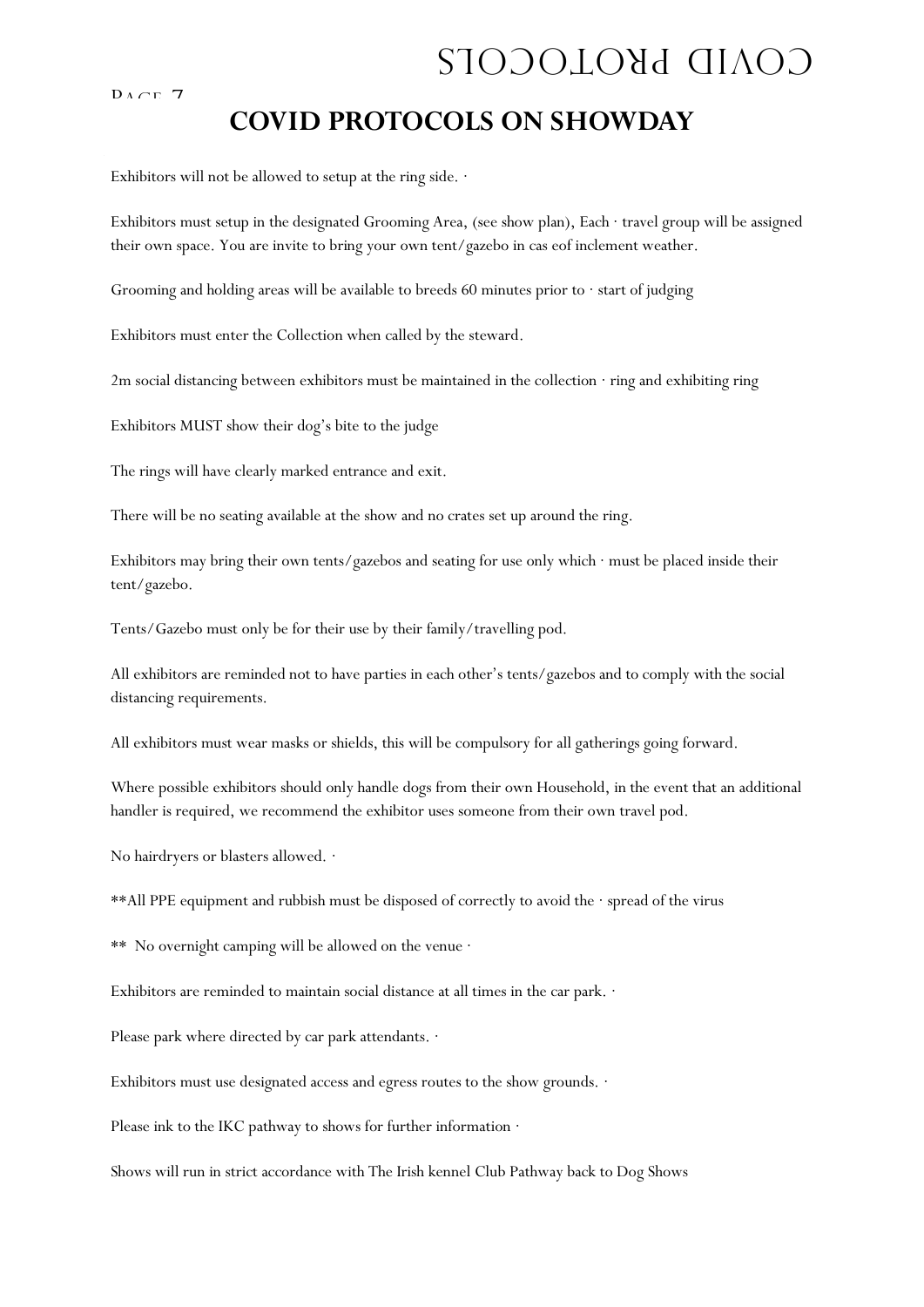# COVID PROTOCOLS ON SHOWDAY

Exhibitors will not be allowed to setup at the ring side. ·

Exhibitors must setup in the designated Grooming Area, (see show plan), Each · travel group will be assigned their own space. You are invite to bring your own tent/gazebo in cas eof inclement weather.

Grooming and holding areas will be available to breeds 60 minutes prior to · start of judging

Exhibitors must enter the Collection when called by the steward.

2m social distancing between exhibitors must be maintained in the collection · ring and exhibiting ring

Exhibitors MUST show their dog's bite to the judge

The rings will have clearly marked entrance and exit.

There will be no seating available at the show and no crates set up around the ring.

Exhibitors may bring their own tents/gazebos and seating for use only which · must be placed inside their tent/gazebo.

Tents/Gazebo must only be for their use by their family/travelling pod.

All exhibitors are reminded not to have parties in each other's tents/gazebos and to comply with the social distancing requirements.

All exhibitors must wear masks or shields, this will be compulsory for all gatherings going forward.

Where possible exhibitors should only handle dogs from their own Household, in the event that an additional handler is required, we recommend the exhibitor uses someone from their own travel pod.

No hairdryers or blasters allowed. ·

**All PPE equipment and rubbish must be disposed of correctly to avoid the · spread of the virus

** No overnight camping will be allowed on the venue ·

Exhibitors are reminded to maintain social distance at all times in the car park. ·

Please park where directed by car park attendants. ·

Exhibitors must use designated access and egress routes to the show grounds. ·

Please ink to the IKC pathway to shows for further information ·

Shows will run in strict accordance with The Irish kennel Club Pathway back to Dog Shows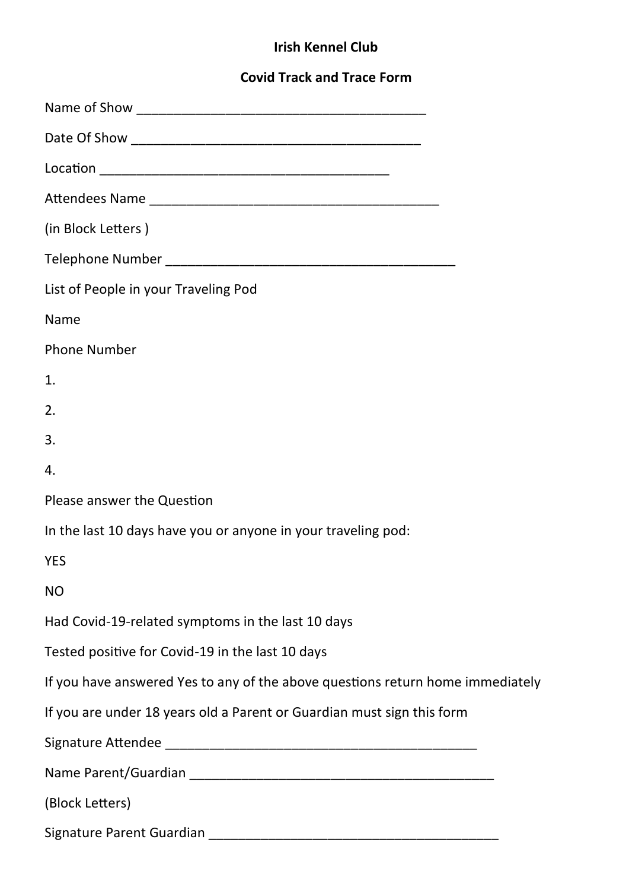**Irish Kennel Club**

**Covid Track and Trace Form**

Name of Show ________________________________________

Date Of Show ________________________________________

Location ________________________________________

Attendees Name ________________________________________

(in Block Letters )

Telephone Number ________________________________________

List of People in your Traveling Pod

Name

Phone Number

1.

2.

3.

4.

Please answer the Question

In the last 10 days have you or anyone in your traveling pod:

YES

NO

Had Covid-19-related symptoms in the last 10 days

Tested positive for Covid-19 in the last 10 days

If you have answered Yes to any of the above questions return home immediately

If you are under 18 years old a Parent or Guardian must sign this form

Signature Attendee ________________________________________

Name Parent/Guardian ________________________________________

(Block Letters)

Signature Parent Guardian ________________________________________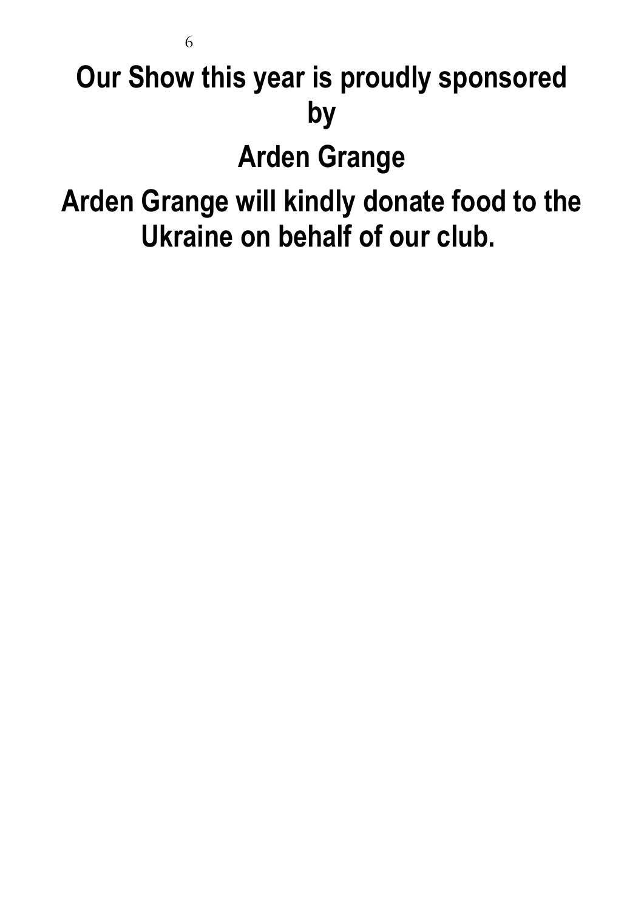# Our Show this year is proudly sponsored by

# Arden Grange

# Arden Grange will kindly donate food to the Ukraine on behalf of our club.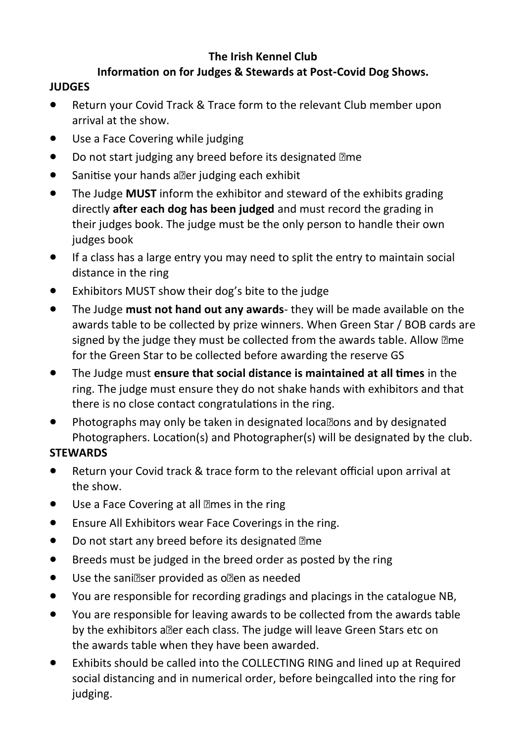**The Irish Kennel Club**

**Information on for Judges & Stewards at Post-Covid Dog Shows.**

**JUDGES**

- Return your Covid Track & Trace form to the relevant Club member upon arrival at the show.
- Use a Face Covering while judging
- Do not start judging any breed before its designated time
- Sanitise your hands after judging each exhibit
- The Judge **MUST** inform the exhibitor and steward of the exhibits grading directly **after each dog has been judged** and must record the grading in their judges book. The judge must be the only person to handle their own judges book
- If a class has a large entry you may need to split the entry to maintain social distance in the ring
- Exhibitors MUST show their dog's bite to the judge
- The Judge **must not hand out any awards**- they will be made available on the awards table to be collected by prize winners. When Green Star / BOB cards are signed by the judge they must be collected from the awards table. Allow time for the Green Star to be collected before awarding the reserve GS
- The Judge must **ensure that social distance is maintained at all times** in the ring. The judge must ensure they do not shake hands with exhibitors and that there is no close contact congratulations in the ring.
- Photographs may only be taken in designated locations and by designated Photographers. Location(s) and Photographer(s) will be designated by the club.

**STEWARDS**

- Return your Covid track & trace form to the relevant official upon arrival at the show.
- Use a Face Covering at all times in the ring
- Ensure All Exhibitors wear Face Coverings in the ring.
- Do not start any breed before its designated time
- Breeds must be judged in the breed order as posted by the ring
- Use the sanitiser provided as often as needed
- You are responsible for recording gradings and placings in the catalogue NB,
- You are responsible for leaving awards to be collected from the awards table by the exhibitors after each class. The judge will leave Green Stars etc on the awards table when they have been awarded.
- Exhibits should be called into the COLLECTING RING and lined up at Required social distancing and in numerical order, before beingcalled into the ring for judging.